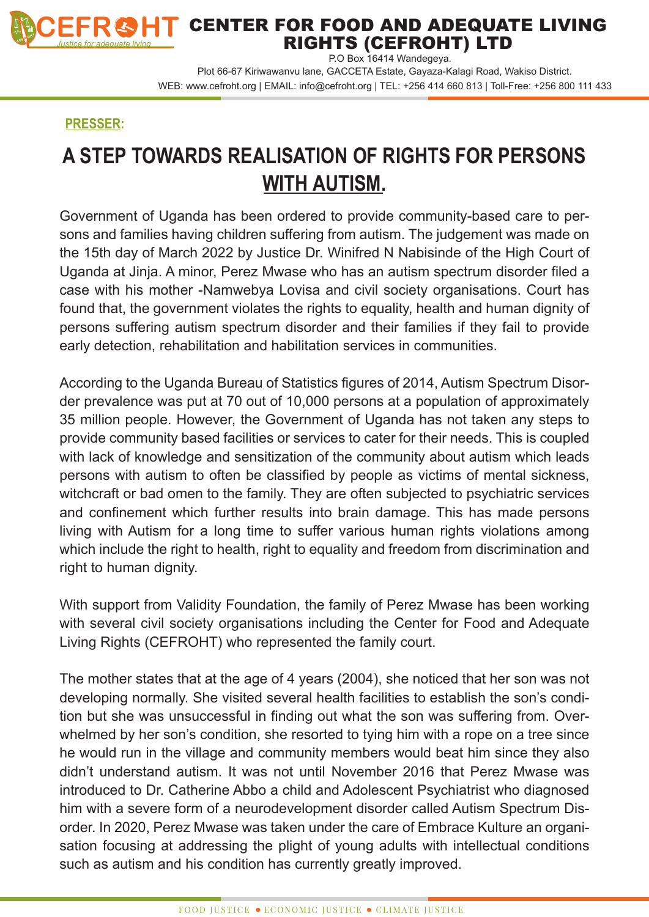# CENTER FOR FOOD AND ADEQUATE LIVING RIGHTS (CEFROHT) LTD

P.O Box 16414 Wandegeya.
Plot 66-67 Kiriwawanvu lane, GACCETA Estate, Gayaza-Kalagi Road, Wakiso District.
WEB: www.cefroht.org | EMAIL: info@cefroht.org | TEL: +256 414 660 813 | Toll-Free: +256 800 111 433

**PRESSER:**

## A STEP TOWARDS REALISATION OF RIGHTS FOR PERSONS WITH AUTISM.

Government of Uganda has been ordered to provide community-based care to persons and families having children suffering from autism. The judgement was made on the 15th day of March 2022 by Justice Dr. Winifred N Nabisinde of the High Court of Uganda at Jinja. A minor, Perez Mwase who has an autism spectrum disorder filed a case with his mother -Namwebya Lovisa and civil society organisations. Court has found that, the government violates the rights to equality, health and human dignity of persons suffering autism spectrum disorder and their families if they fail to provide early detection, rehabilitation and habilitation services in communities.

According to the Uganda Bureau of Statistics figures of 2014, Autism Spectrum Disorder prevalence was put at 70 out of 10,000 persons at a population of approximately 35 million people. However, the Government of Uganda has not taken any steps to provide community based facilities or services to cater for their needs. This is coupled with lack of knowledge and sensitization of the community about autism which leads persons with autism to often be classified by people as victims of mental sickness, witchcraft or bad omen to the family. They are often subjected to psychiatric services and confinement which further results into brain damage. This has made persons living with Autism for a long time to suffer various human rights violations among which include the right to health, right to equality and freedom from discrimination and right to human dignity.

With support from Validity Foundation, the family of Perez Mwase has been working with several civil society organisations including the Center for Food and Adequate Living Rights (CEFROHT) who represented the family court.

The mother states that at the age of 4 years (2004), she noticed that her son was not developing normally. She visited several health facilities to establish the son's condition but she was unsuccessful in finding out what the son was suffering from. Overwhelmed by her son's condition, she resorted to tying him with a rope on a tree since he would run in the village and community members would beat him since they also didn't understand autism. It was not until November 2016 that Perez Mwase was introduced to Dr. Catherine Abbo a child and Adolescent Psychiatrist who diagnosed him with a severe form of a neurodevelopment disorder called Autism Spectrum Disorder. In 2020, Perez Mwase was taken under the care of Embrace Kulture an organisation focusing at addressing the plight of young adults with intellectual conditions such as autism and his condition has currently greatly improved.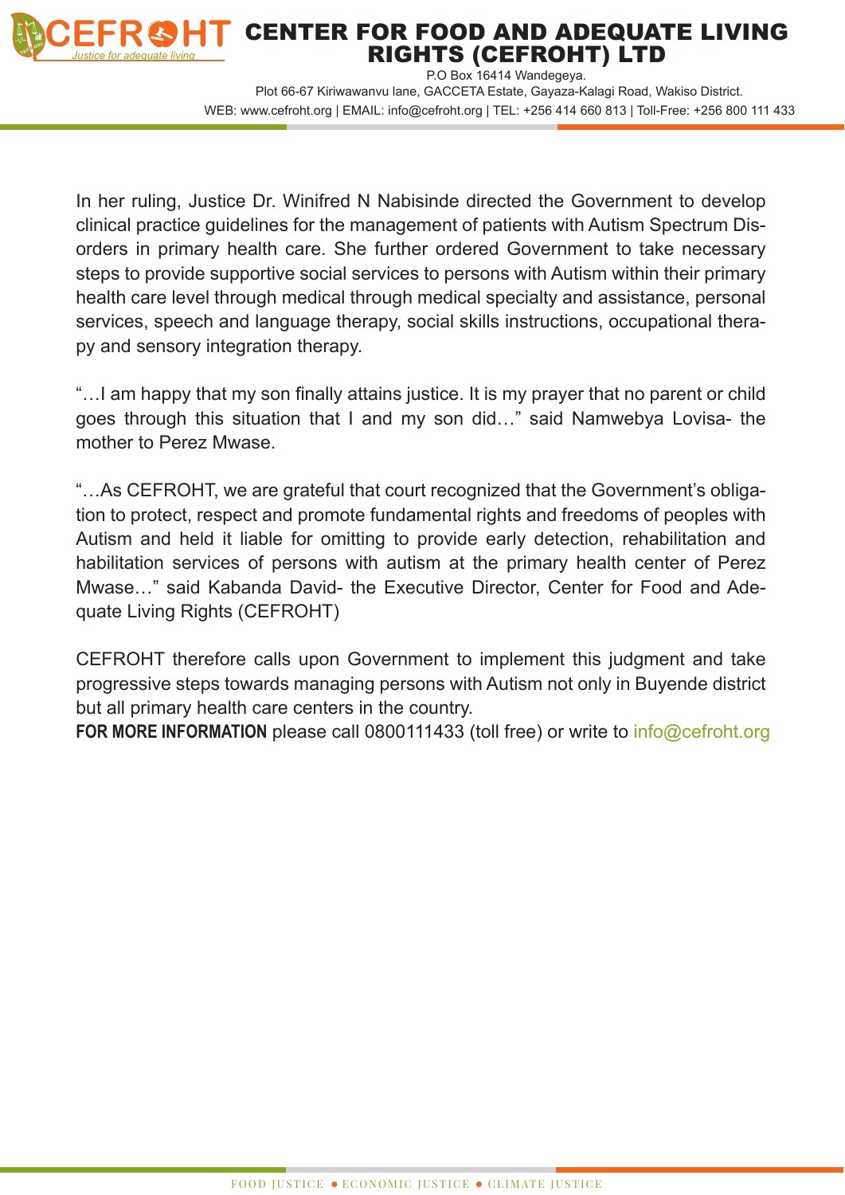In her ruling, Justice Dr. Winifred N Nabisinde directed the Government to develop clinical practice guidelines for the management of patients with Autism Spectrum Disorders in primary health care. She further ordered Government to take necessary steps to provide supportive social services to persons with Autism within their primary health care level through medical through medical specialty and assistance, personal services, speech and language therapy, social skills instructions, occupational therapy and sensory integration therapy.

"…I am happy that my son finally attains justice. It is my prayer that no parent or child goes through this situation that I and my son did…" said Namwebya Lovisa- the mother to Perez Mwase.

"…As CEFROHT, we are grateful that court recognized that the Government's obligation to protect, respect and promote fundamental rights and freedoms of peoples with Autism and held it liable for omitting to provide early detection, rehabilitation and habilitation services of persons with autism at the primary health center of Perez Mwase…" said Kabanda David- the Executive Director, Center for Food and Adequate Living Rights (CEFROHT)

CEFROHT therefore calls upon Government to implement this judgment and take progressive steps towards managing persons with Autism not only in Buyende district but all primary health care centers in the country.

**FOR MORE INFORMATION** please call 0800111433 (toll free) or write to info@cefroht.org